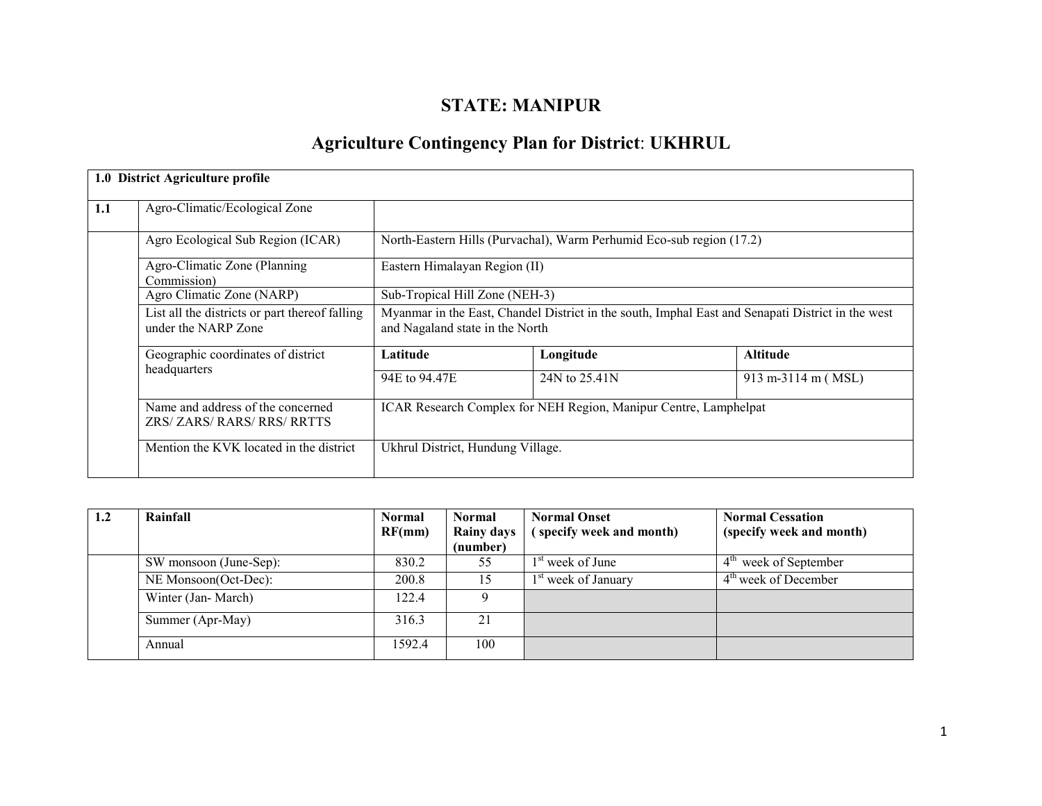# STATE: MANIPUR

## Agriculture Contingency Plan for District: UKHRUL

| 1.0 District Agriculture profile | | | | |
|---|---|---|---|---|
| 1.1 | Agro-Climatic/Ecological Zone | | | |
| | Agro Ecological Sub Region (ICAR) | North-Eastern Hills (Purvachal), Warm Perhumid Eco-sub region (17.2) | | |
| | Agro-Climatic Zone (Planning Commission) | Eastern Himalayan Region (II) | | |
| | Agro Climatic Zone (NARP) | Sub-Tropical Hill Zone (NEH-3) | | |
| | List all the districts or part thereof falling under the NARP Zone | Myanmar in the East, Chandel District in the south, Imphal East and Senapati District in the west and Nagaland state in the North | | |
| | Geographic coordinates of district headquarters | **Latitude** | **Longitude** | **Altitude** |
| | | 94E to 94.47E | 24N to 25.41N | 913 m-3114 m ( MSL) |
| | Name and address of the concerned ZRS/ ZARS/ RARS/ RRS/ RRTTS | ICAR Research Complex for NEH Region, Manipur Centre, Lamphelpat | | |
| | Mention the KVK located in the district | Ukhrul District, Hundung Village. | | |

| 1.2 | Rainfall | Normal RF(mm) | Normal Rainy days (number) | Normal Onset ( specify week and month) | Normal Cessation (specify week and month) |
|---|---|---|---|---|---|
| | SW monsoon (June-Sep): | 830.2 | 55 | 1st week of June | 4th week of September |
| | NE Monsoon(Oct-Dec): | 200.8 | 15 | 1st week of January | 4th week of December |
| | Winter (Jan- March) | 122.4 | 9 | | |
| | Summer (Apr-May) | 316.3 | 21 | | |
| | Annual | 1592.4 | 100 | | |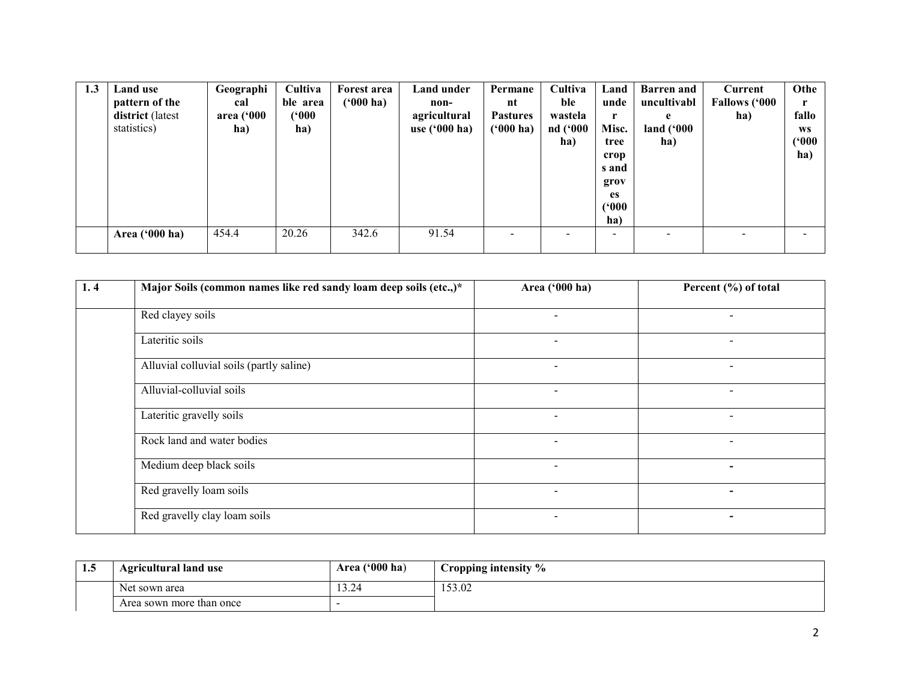| 1.3 | Land use pattern of the district (latest statistics) | Geographical area ('000 ha) | Cultivable area ('000 ha) | Forest area ('000 ha) | Land under non-agricultural use ('000 ha) | Permanent Pastures ('000 ha) | Cultivable wasteland ('000 ha) | Land under Misc. tree crops and groves ('000 ha) | Barren and uncultivable land ('000 ha) | Current Fallows ('000 ha) | Other fallows ('000 ha) |
|---|---|---|---|---|---|---|---|---|---|---|---|
| | **Area ('000 ha)** | 454.4 | 20.26 | 342.6 | 91.54 | - | - | - | - | - | - |

| 1.4 | Major Soils (common names like red sandy loam deep soils (etc.,)* | Area ('000 ha) | Percent (%) of total |
|---|---|---|---|
| | Red clayey soils | - | - |
| | Lateritic soils | - | - |
| | Alluvial colluvial soils (partly saline) | - | - |
| | Alluvial-colluvial soils | - | - |
| | Lateritic gravelly soils | - | - |
| | Rock land and water bodies | - | - |
| | Medium deep black soils | - | - |
| | Red gravelly loam soils | - | - |
| | Red gravelly clay loam soils | - | - |

| 1.5 | Agricultural land use | Area ('000 ha) | Cropping intensity % |
|---|---|---|---|
| | Net sown area | 13.24 | 153.02 |
| | Area sown more than once | - | |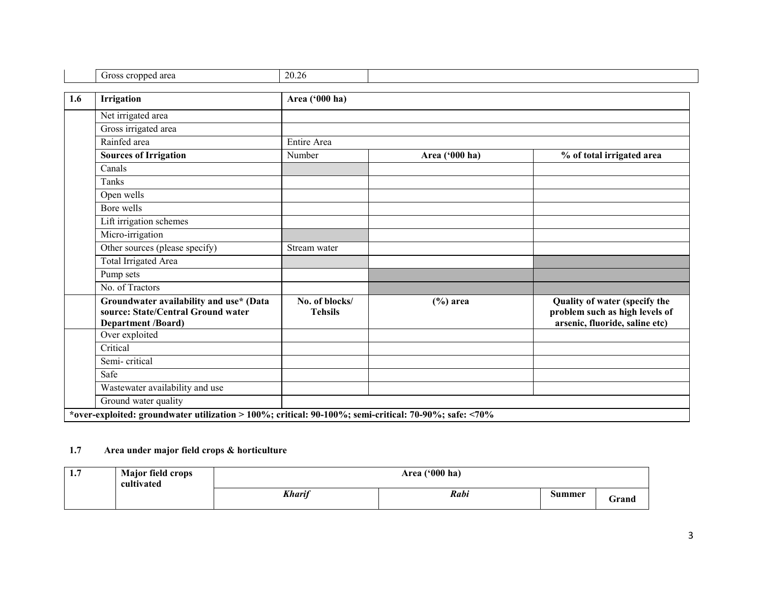| | Gross cropped area | 20.26 | |
|---|---|---|---|

| 1.6 | **Irrigation** | **Area ('000 ha)** | | |
|---|---|---|---|---|
| | Net irrigated area | | | |
| | Gross irrigated area | | | |
| | Rainfed area | Entire Area | | |
| | **Sources of Irrigation** | Number | **Area ('000 ha)** | **% of total irrigated area** |
| | Canals | | | |
| | Tanks | | | |
| | Open wells | | | |
| | Bore wells | | | |
| | Lift irrigation schemes | | | |
| | Micro-irrigation | | | |
| | Other sources (please specify) | Stream water | | |
| | Total Irrigated Area | | | |
| | Pump sets | | | |
| | No. of Tractors | | | |
| | **Groundwater availability and use* (Data source: State/Central Ground water Department /Board)** | **No. of blocks/ Tehsils** | **(%) area** | **Quality of water (specify the problem such as high levels of arsenic, fluoride, saline etc)** |
| | Over exploited | | | |
| | Critical | | | |
| | Semi- critical | | | |
| | Safe | | | |
| | Wastewater availability and use | | | |
| | Ground water quality | | | |
| **\*over-exploited: groundwater utilization > 100%; critical: 90-100%; semi-critical: 70-90%; safe: <70%** | | | | |

### 1.7 Area under major field crops & horticulture

| 1.7 | **Major field crops cultivated** | **Area ('000 ha)** | | | |
|---|---|---|---|---|---|
| | | ***Kharif*** | ***Rabi*** | **Summer** | **Grand** |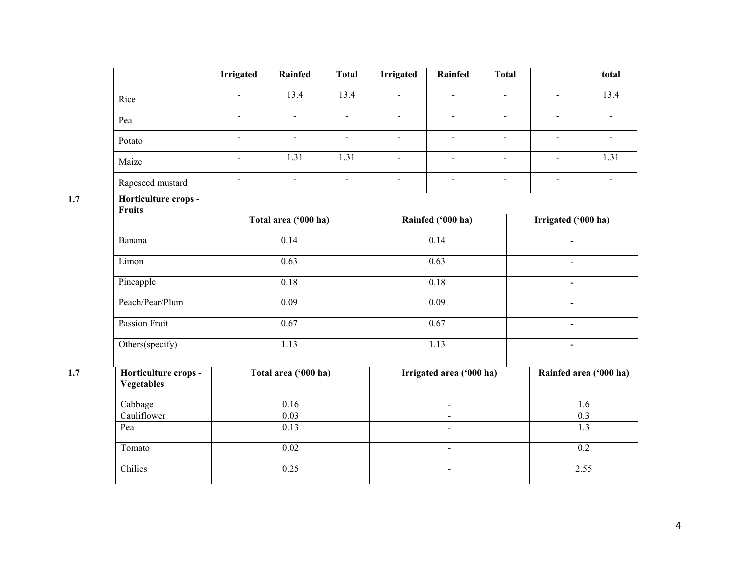| | | Irrigated | Rainfed | Total | Irrigated | Rainfed | Total | | total |
|---|---|---|---|---|---|---|---|---|---|
| | Rice | - | 13.4 | 13.4 | - | - | - | - | 13.4 |
| | Pea | - | - | - | - | - | - | - | - |
| | Potato | - | - | - | - | - | - | - | - |
| | Maize | - | 1.31 | 1.31 | - | - | - | - | 1.31 |
| | Rapeseed mustard | - | - | - | - | - | - | - | - |

| 1.7 | Horticulture crops - Fruits | | | |
|---|---|---|---|---|
| | | Total area ('000 ha) | Rainfed ('000 ha) | Irrigated ('000 ha) |
| | Banana | 0.14 | 0.14 | - |
| | Limon | 0.63 | 0.63 | - |
| | Pineapple | 0.18 | 0.18 | - |
| | Peach/Pear/Plum | 0.09 | 0.09 | - |
| | Passion Fruit | 0.67 | 0.67 | - |
| | Others(specify) | 1.13 | 1.13 | - |

| 1.7 | Horticulture crops - Vegetables | Total area ('000 ha) | Irrigated area ('000 ha) | Rainfed area ('000 ha) |
|---|---|---|---|---|
| | Cabbage | 0.16 | - | 1.6 |
| | Cauliflower | 0.03 | - | 0.3 |
| | Pea | 0.13 | - | 1.3 |
| | Tomato | 0.02 | - | 0.2 |
| | Chilies | 0.25 | - | 2.55 |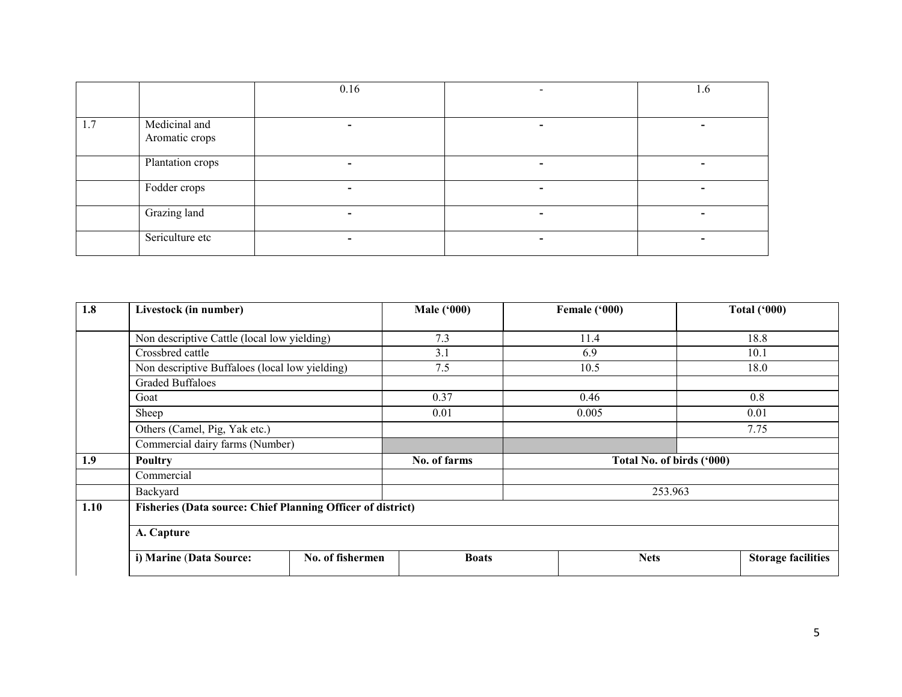|  |  |  |  |  |
|---|---|---|---|---|
|  |  | 0.16 | - | 1.6 |
| 1.7 | Medicinal and Aromatic crops | - | - | - |
|  | Plantation crops | - | - | - |
|  | Fodder crops | - | - | - |
|  | Grazing land | - | - | - |
|  | Sericulture etc | - | - | - |

| 1.8 | Livestock (in number) | Male ('000) | Female ('000) | Total ('000) |
|---|---|---|---|---|
|  | Non descriptive Cattle (local low yielding) | 7.3 | 11.4 | 18.8 |
|  | Crossbred cattle | 3.1 | 6.9 | 10.1 |
|  | Non descriptive Buffaloes (local low yielding) | 7.5 | 10.5 | 18.0 |
|  | Graded Buffaloes |  |  |  |
|  | Goat | 0.37 | 0.46 | 0.8 |
|  | Sheep | 0.01 | 0.005 | 0.01 |
|  | Others (Camel, Pig, Yak etc.) |  |  | 7.75 |
|  | Commercial dairy farms (Number) |  |  |  |
| **1.9** | **Poultry** | **No. of farms** | **Total No. of birds ('000)** |  |
|  | Commercial |  |  |  |
|  | Backyard |  | 253.963 |  |
| **1.10** | **Fisheries (Data source: Chief Planning Officer of district)** |  |  |  |
|  | **A. Capture** |  |  |  |

| i) Marine (Data Source: | No. of fishermen | Boats | Nets | Storage facilities |
|---|---|---|---|---|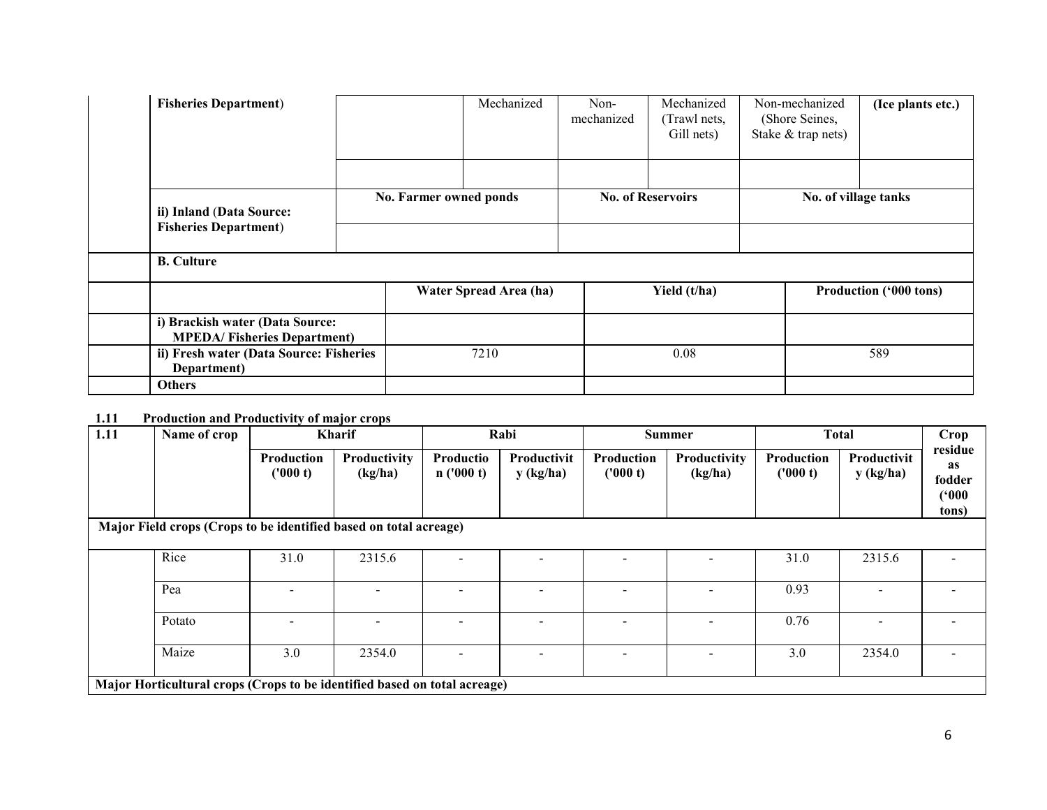| | | | | | | | | |
|---|---|---|---|---|---|---|---|---|
| | **Fisheries Department**) | | Mechanized | Non-mechanized | Mechanized (Trawl nets, Gill nets) | Non-mechanized (Shore Seines, Stake & trap nets) | **(Ice plants etc.)** |
| | | | | | | | |
| | **ii) Inland (Data Source: Fisheries Department)** | **No. Farmer owned ponds** | | **No. of Reservoirs** | | **No. of village tanks** | |
| | | | | | | | |
| | **B. Culture** | | | | | | |
| | | **Water Spread Area (ha)** | | **Yield (t/ha)** | | **Production ('000 tons)** | |
| | **i) Brackish water (Data Source: MPEDA/ Fisheries Department)** | | | | | | |
| | **ii) Fresh water (Data Source: Fisheries Department)** | 7210 | | 0.08 | | 589 | |
| | **Others** | | | | | | |

**1.11 Production and Productivity of major crops**

| 1.11 | Name of crop | Kharif | | Rabi | | Summer | | Total | | Crop residue as fodder ('000 tons) |
|---|---|---|---|---|---|---|---|---|---|---|
| | | Production ('000 t) | Productivity (kg/ha) | Production ('000 t) | Productivity (kg/ha) | Production ('000 t) | Productivity (kg/ha) | Production ('000 t) | Productivity (kg/ha) | |
| **Major Field crops (Crops to be identified based on total acreage)** | | | | | | | | | | |
| | Rice | 31.0 | 2315.6 | - | - | - | - | 31.0 | 2315.6 | - |
| | Pea | - | - | - | - | - | - | 0.93 | - | - |
| | Potato | - | - | - | - | - | - | 0.76 | - | - |
| | Maize | 3.0 | 2354.0 | - | - | - | - | 3.0 | 2354.0 | - |
| **Major Horticultural crops (Crops to be identified based on total acreage)** | | | | | | | | | | |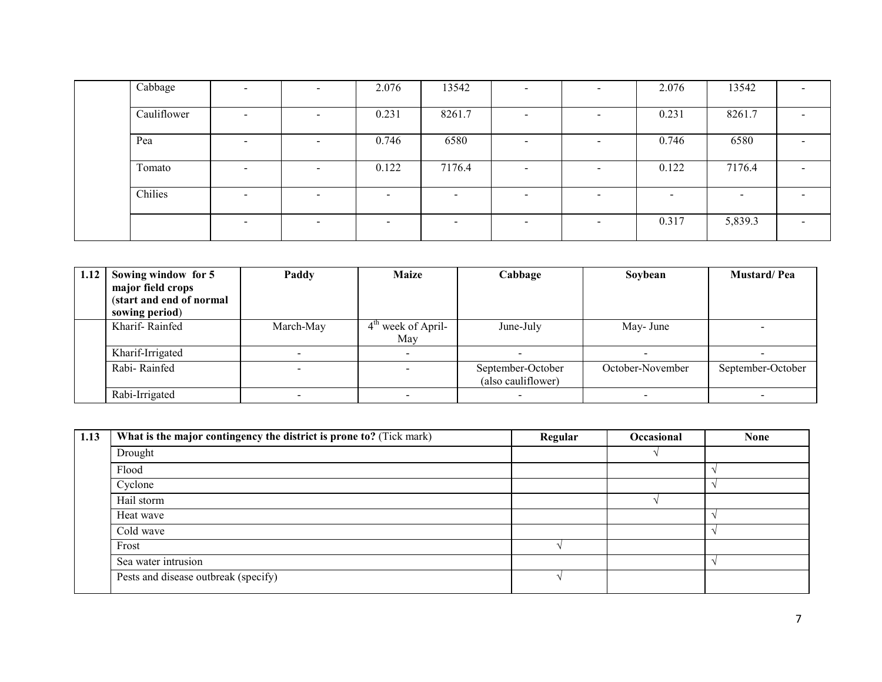|  | Cabbage | - | - | 2.076 | 13542 | - | - | 2.076 | 13542 | - |
|---|---|---|---|---|---|---|---|---|---|---|
|  | Cauliflower | - | - | 0.231 | 8261.7 | - | - | 0.231 | 8261.7 | - |
|  | Pea | - | - | 0.746 | 6580 | - | - | 0.746 | 6580 | - |
|  | Tomato | - | - | 0.122 | 7176.4 | - | - | 0.122 | 7176.4 | - |
|  | Chilies | - | - | - | - | - | - | - | - | - |
|  |  | - | - | - | - | - | - | 0.317 | 5,839.3 | - |

| 1.12 | Sowing window for 5 major field crops (start and end of normal sowing period) | Paddy | Maize | Cabbage | Soybean | Mustard/ Pea |
|---|---|---|---|---|---|---|
|  | Kharif- Rainfed | March-May | 4th week of April-May | June-July | May- June | - |
|  | Kharif-Irrigated | - | - | - | - | - |
|  | Rabi- Rainfed | - | - | September-October (also cauliflower) | October-November | September-October |
|  | Rabi-Irrigated | - | - | - | - | - |

| 1.13 | What is the major contingency the district is prone to? (Tick mark) | Regular | Occasional | None |
|---|---|---|---|---|
|  | Drought |  | √ |  |
|  | Flood |  |  | √ |
|  | Cyclone |  |  | √ |
|  | Hail storm |  | √ |  |
|  | Heat wave |  |  | √ |
|  | Cold wave |  |  | √ |
|  | Frost | √ |  |  |
|  | Sea water intrusion |  |  | √ |
|  | Pests and disease outbreak (specify) | √ |  |  |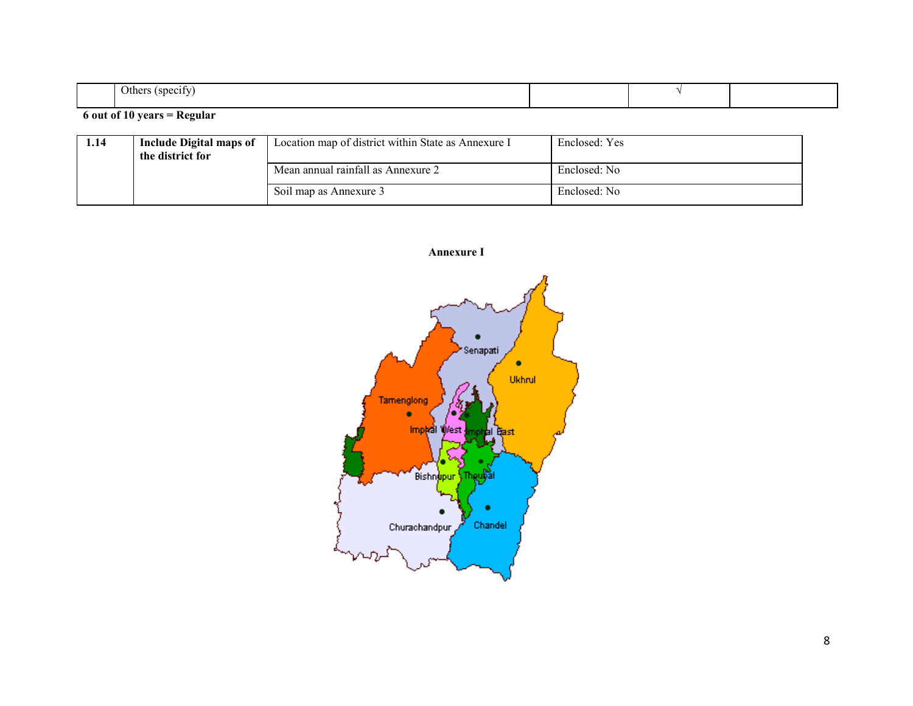|  | Others (specify) |  | √ |  |
|---|---|---|---|---|

**6 out of 10 years = Regular**

| 1.14 | **Include Digital maps of the district for** | Location map of district within State as Annexure I | Enclosed: Yes |
|---|---|---|---|
|  |  | Mean annual rainfall as Annexure 2 | Enclosed: No |
|  |  | Soil map as Annexure 3 | Enclosed: No |

**Annexure I**

Senapati

Ukhrul

Tamenglong

Imphal West

Imphal East

Bishnupur

Thoubal

Churachandpur

Chandel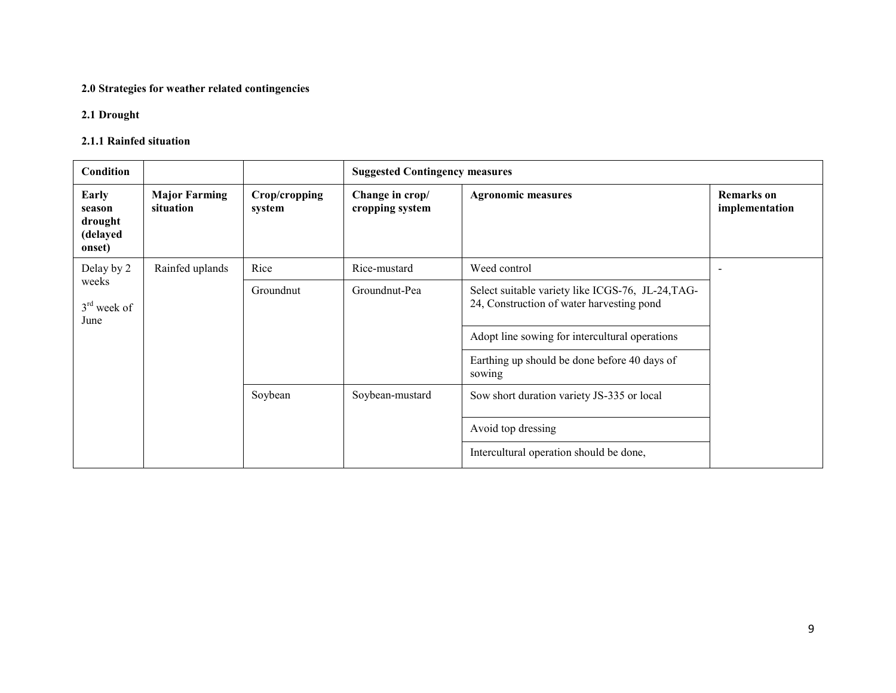**2.0 Strategies for weather related contingencies**

**2.1 Drought**

**2.1.1 Rainfed situation**

| **Condition** | | | **Suggested Contingency measures** | | |
|---|---|---|---|---|---|
| **Early season drought (delayed onset)** | **Major Farming situation** | **Crop/cropping system** | **Change in crop/ cropping system** | **Agronomic measures** | **Remarks on implementation** |
| Delay by 2 weeks<br>3rd week of June | Rainfed uplands | Rice | Rice-mustard | Weed control | - |
| | | Groundnut | Groundnut-Pea | Select suitable variety like ICGS-76, JL-24,TAG-24, Construction of water harvesting pond | |
| | | | | Adopt line sowing for intercultural operations | |
| | | | | Earthing up should be done before 40 days of sowing | |
| | | Soybean | Soybean-mustard | Sow short duration variety JS-335 or local | |
| | | | | Avoid top dressing | |
| | | | | Intercultural operation should be done, | |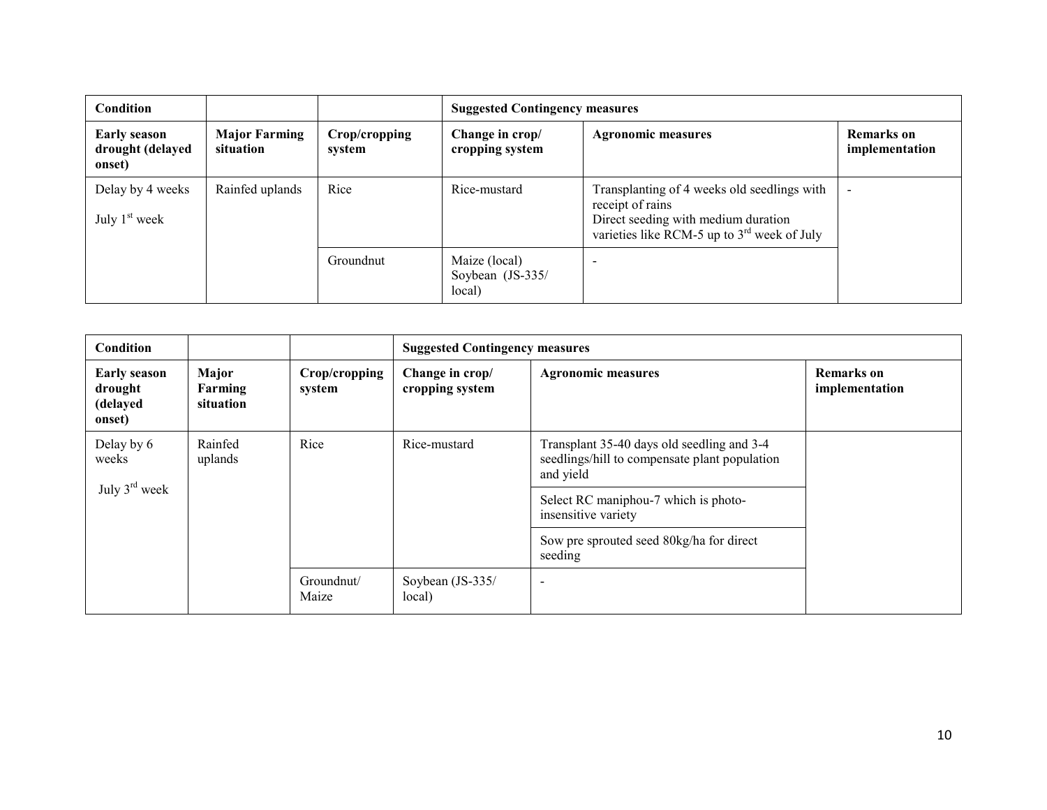| Condition | | | Suggested Contingency measures | | |
|---|---|---|---|---|---|
| **Early season drought (delayed onset)** | **Major Farming situation** | **Crop/cropping system** | **Change in crop/ cropping system** | **Agronomic measures** | **Remarks on implementation** |
| Delay by 4 weeks<br>July 1st week | Rainfed uplands | Rice | Rice-mustard | Transplanting of 4 weeks old seedlings with receipt of rains<br>Direct seeding with medium duration varieties like RCM-5 up to 3rd week of July | - |
| | | Groundnut | Maize (local)<br>Soybean (JS-335/ local) | - | |

| Condition | | | Suggested Contingency measures | | |
|---|---|---|---|---|---|
| **Early season drought (delayed onset)** | **Major Farming situation** | **Crop/cropping system** | **Change in crop/ cropping system** | **Agronomic measures** | **Remarks on implementation** |
| Delay by 6 weeks<br>July 3rd week | Rainfed uplands | Rice | Rice-mustard | Transplant 35-40 days old seedling and 3-4 seedlings/hill to compensate plant population and yield | |
| | | | | Select RC maniphou-7 which is photo-insensitive variety | |
| | | | | Sow pre sprouted seed 80kg/ha for direct seeding | |
| | | Groundnut/ Maize | Soybean (JS-335/ local) | - | |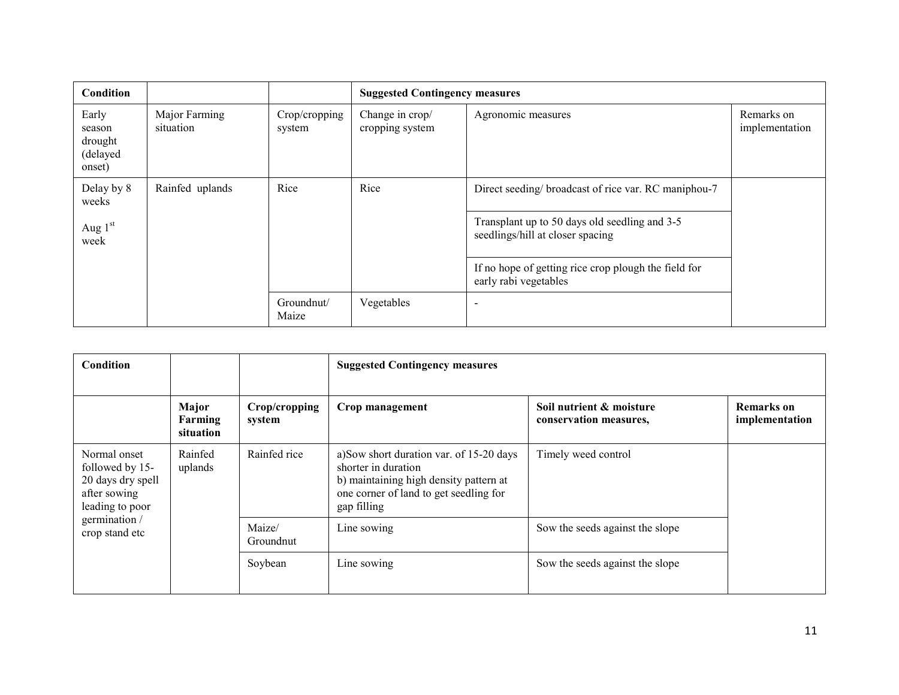| Condition | | | Suggested Contingency measures | | |
|---|---|---|---|---|---|
| Early season drought (delayed onset) | Major Farming situation | Crop/cropping system | Change in crop/ cropping system | Agronomic measures | Remarks on implementation |
| Delay by 8 weeks<br>Aug 1st week | Rainfed uplands | Rice | Rice | Direct seeding/ broadcast of rice var. RC maniphou-7 | |
| | | | | Transplant up to 50 days old seedling and 3-5 seedlings/hill at closer spacing | |
| | | | | If no hope of getting rice crop plough the field for early rabi vegetables | |
| | | Groundnut/ Maize | Vegetables | - | |

| Condition | | | Suggested Contingency measures | | |
|---|---|---|---|---|---|
| | **Major Farming situation** | **Crop/cropping system** | **Crop management** | **Soil nutrient & moisture conservation measures,** | **Remarks on implementation** |
| Normal onset followed by 15-20 days dry spell after sowing leading to poor germination / crop stand etc | Rainfed uplands | Rainfed rice | a)Sow short duration var. of 15-20 days shorter in duration<br>b) maintaining high density pattern at one corner of land to get seedling for gap filling | Timely weed control | |
| | | Maize/ Groundnut | Line sowing | Sow the seeds against the slope | |
| | | Soybean | Line sowing | Sow the seeds against the slope | |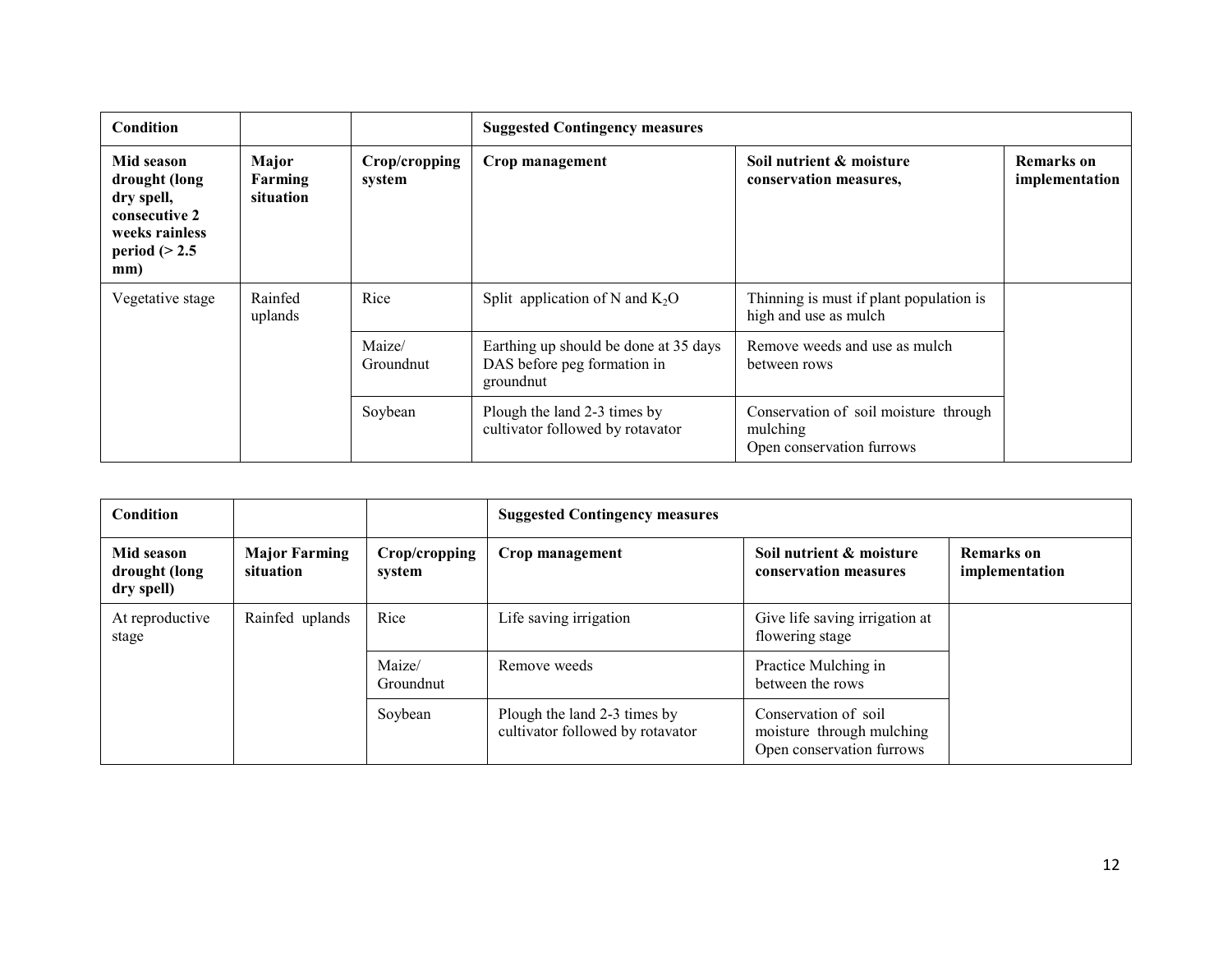| Condition | | | Suggested Contingency measures | | |
|---|---|---|---|---|---|
| **Mid season drought (long dry spell, consecutive 2 weeks rainless period (> 2.5 mm)** | **Major Farming situation** | **Crop/cropping system** | **Crop management** | **Soil nutrient & moisture conservation measures,** | **Remarks on implementation** |
| Vegetative stage | Rainfed uplands | Rice | Split application of N and $K_2O$ | Thinning is must if plant population is high and use as mulch | |
| | | Maize/ Groundnut | Earthing up should be done at 35 days DAS before peg formation in groundnut | Remove weeds and use as mulch between rows | |
| | | Soybean | Plough the land 2-3 times by cultivator followed by rotavator | Conservation of soil moisture through mulching<br>Open conservation furrows | |

| Condition | | | Suggested Contingency measures | | |
|---|---|---|---|---|---|
| **Mid season drought (long dry spell)** | **Major Farming situation** | **Crop/cropping system** | **Crop management** | **Soil nutrient & moisture conservation measures** | **Remarks on implementation** |
| At reproductive stage | Rainfed uplands | Rice | Life saving irrigation | Give life saving irrigation at flowering stage | |
| | | Maize/ Groundnut | Remove weeds | Practice Mulching in between the rows | |
| | | Soybean | Plough the land 2-3 times by cultivator followed by rotavator | Conservation of soil moisture through mulching<br>Open conservation furrows | |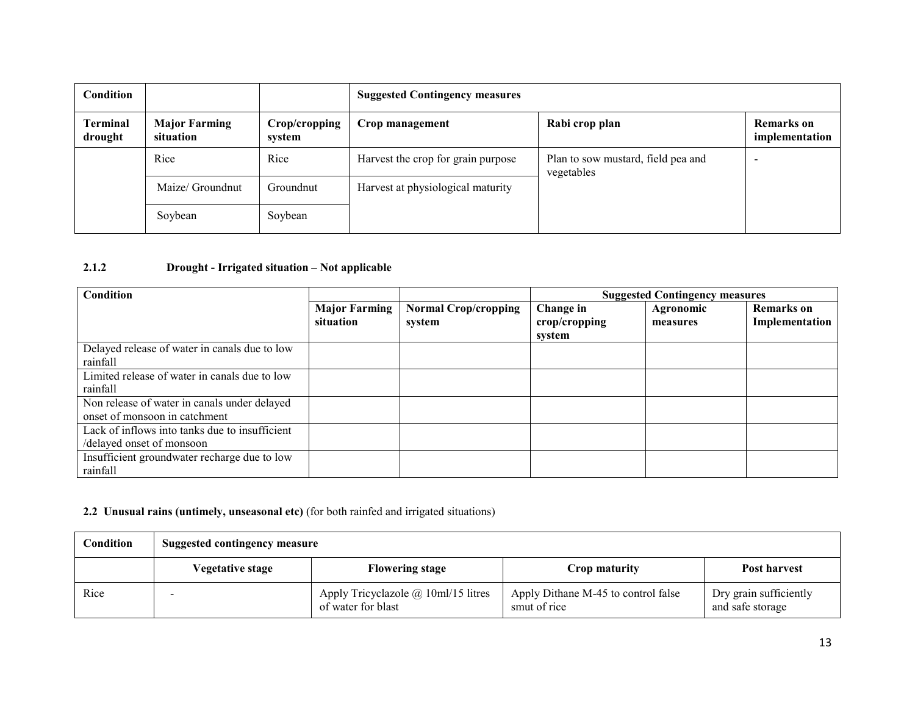| Condition | | | Suggested Contingency measures | | |
|---|---|---|---|---|---|
| **Terminal drought** | **Major Farming situation** | **Crop/cropping system** | **Crop management** | **Rabi crop plan** | **Remarks on implementation** |
| | Rice | Rice | Harvest the crop for grain purpose | Plan to sow mustard, field pea and vegetables | - |
| | Maize/ Groundnut | Groundnut | Harvest at physiological maturity | | |
| | Soybean | Soybean | | | |

### 2.1.2 Drought - Irrigated situation – Not applicable

| Condition | | | Suggested Contingency measures | | |
|---|---|---|---|---|---|
| | **Major Farming situation** | **Normal Crop/cropping system** | **Change in crop/cropping system** | **Agronomic measures** | **Remarks on Implementation** |
| Delayed release of water in canals due to low rainfall | | | | | |
| Limited release of water in canals due to low rainfall | | | | | |
| Non release of water in canals under delayed onset of monsoon in catchment | | | | | |
| Lack of inflows into tanks due to insufficient /delayed onset of monsoon | | | | | |
| Insufficient groundwater recharge due to low rainfall | | | | | |

### 2.2 Unusual rains (untimely, unseasonal etc) (for both rainfed and irrigated situations)

| Condition | Suggested contingency measure | | | |
|---|---|---|---|---|
| | **Vegetative stage** | **Flowering stage** | **Crop maturity** | **Post harvest** |
| Rice | - | Apply Tricyclazole @ 10ml/15 litres of water for blast | Apply Dithane M-45 to control false smut of rice | Dry grain sufficiently and safe storage |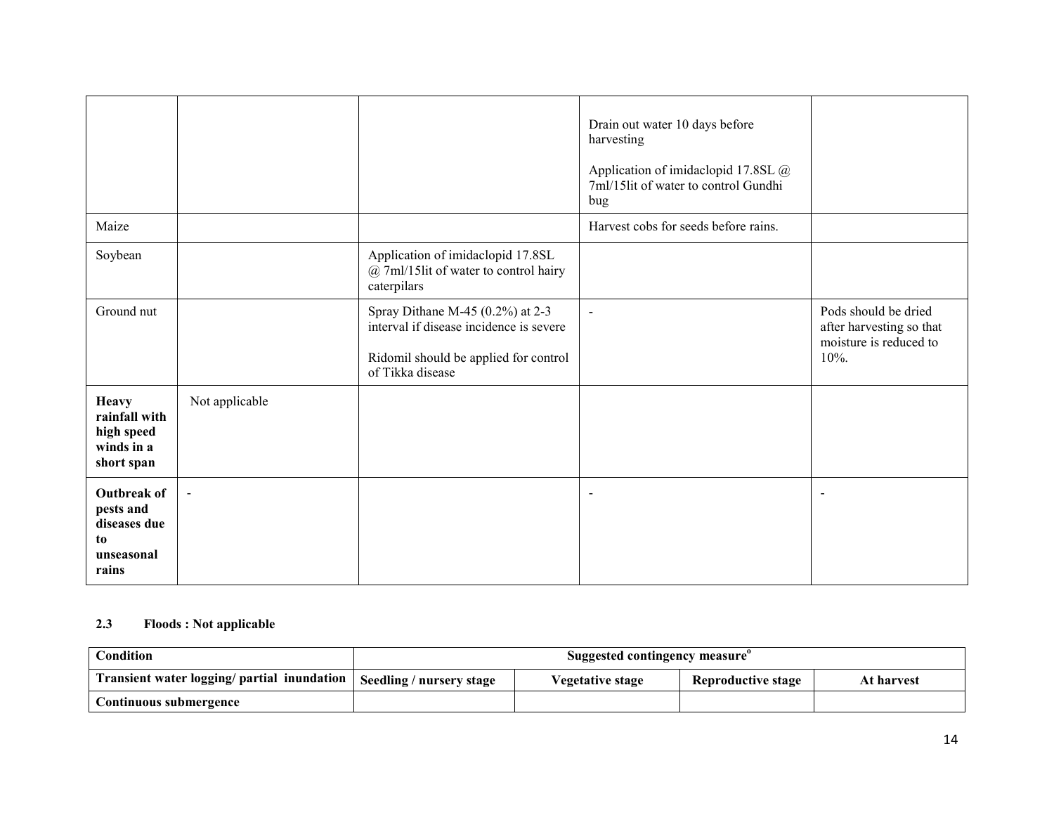| | | | | |
|---|---|---|---|---|
| | | | Drain out water 10 days before harvesting<br><br>Application of imidaclopid 17.8SL @ 7ml/15lit of water to control Gundhi bug | |
| Maize | | | Harvest cobs for seeds before rains. | |
| Soybean | | Application of imidaclopid 17.8SL @ 7ml/15lit of water to control hairy caterpilars | | |
| Ground nut | | Spray Dithane M-45 (0.2%) at 2-3 interval if disease incidence is severe<br><br>Ridomil should be applied for control of Tikka disease | - | Pods should be dried after harvesting so that moisture is reduced to 10%. |
| **Heavy rainfall with high speed winds in a short span** | Not applicable | | | |
| **Outbreak of pests and diseases due to unseasonal rains** | - | | - | - |

**2.3 Floods : Not applicable**

| **Condition** | **Suggested contingency measure**[o] | | | |
|---|---|---|---|---|
| **Transient water logging/ partial inundation** | **Seedling / nursery stage** | **Vegetative stage** | **Reproductive stage** | **At harvest** |
| **Continuous submergence** | | | | |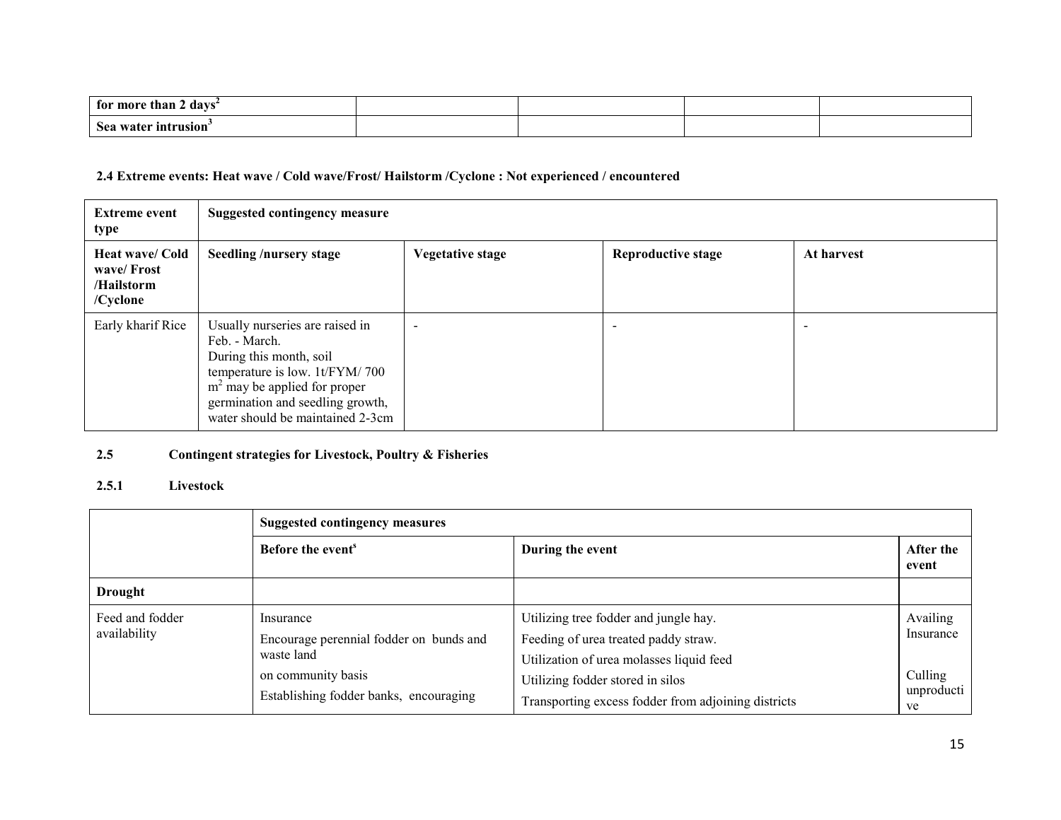| for more than 2 days[2] | | | | |
|---|---|---|---|---|
| Sea water intrusion[3] | | | | |

**2.4 Extreme events: Heat wave / Cold wave/Frost/ Hailstorm /Cyclone : Not experienced / encountered**

| Extreme event type | Suggested contingency measure | | | |
|---|---|---|---|---|
| Heat wave/ Cold wave/ Frost /Hailstorm /Cyclone | Seedling /nursery stage | Vegetative stage | Reproductive stage | At harvest |
| Early kharif Rice | Usually nurseries are raised in Feb. - March. During this month, soil temperature is low. 1t/FYM/ 700 $m^2$ may be applied for proper germination and seedling growth, water should be maintained 2-3cm | - | - | - |

**2.5 Contingent strategies for Livestock, Poultry & Fisheries**

**2.5.1 Livestock**

| | Suggested contingency measures | | |
|---|---|---|---|
| | Before the event[s] | During the event | After the event |
| **Drought** | | | |
| Feed and fodder availability | Insurance<br>Encourage perennial fodder on bunds and waste land<br>on community basis<br>Establishing fodder banks, encouraging | Utilizing tree fodder and jungle hay.<br>Feeding of urea treated paddy straw.<br>Utilization of urea molasses liquid feed<br>Utilizing fodder stored in silos<br>Transporting excess fodder from adjoining districts | Availing Insurance<br><br>Culling unproductive |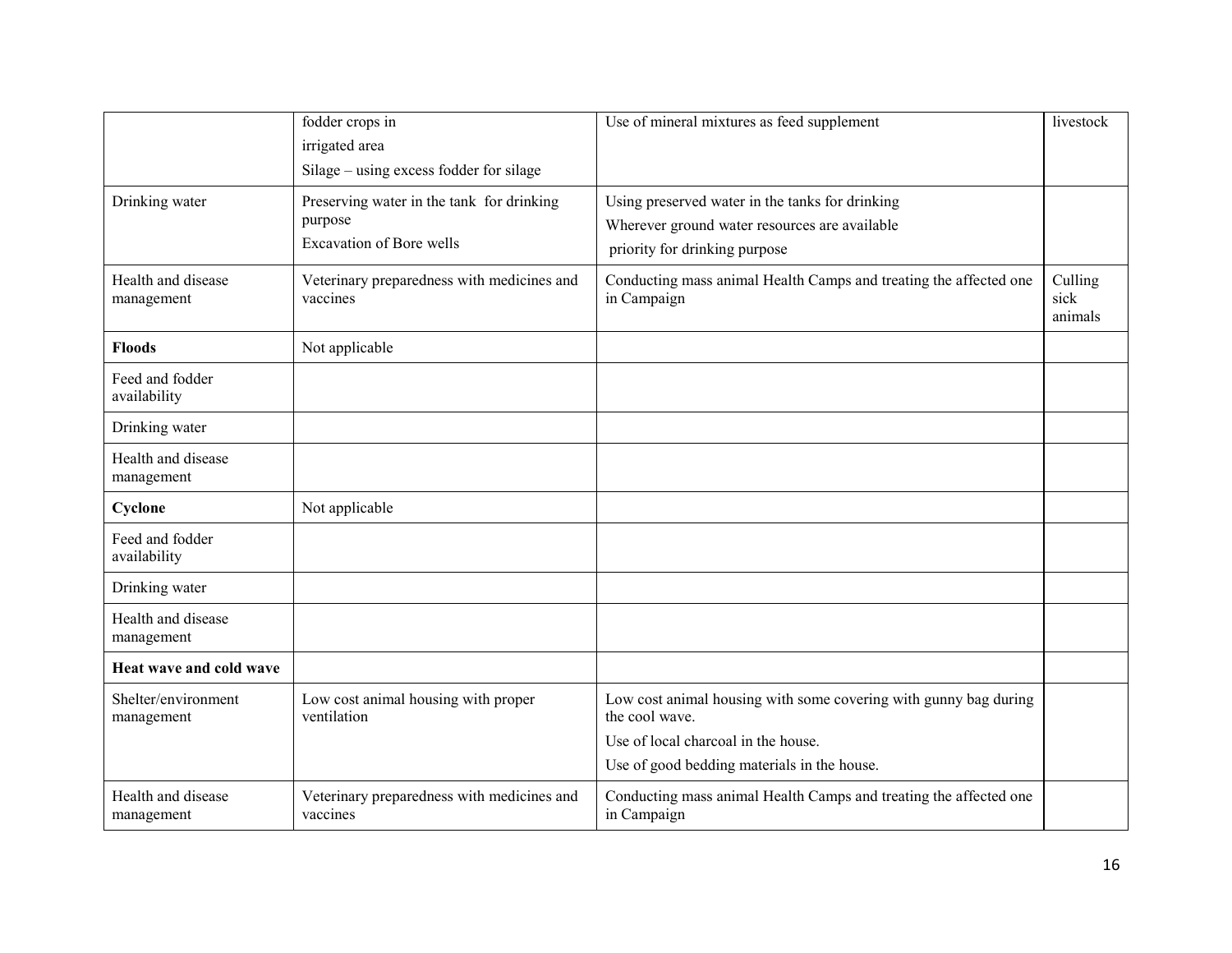| | | | |
|---|---|---|---|
| | fodder crops in<br>irrigated area<br>Silage – using excess fodder for silage | Use of mineral mixtures as feed supplement | livestock |
| Drinking water | Preserving water in the tank for drinking purpose<br>Excavation of Bore wells | Using preserved water in the tanks for drinking<br>Wherever ground water resources are available priority for drinking purpose | |
| Health and disease management | Veterinary preparedness with medicines and vaccines | Conducting mass animal Health Camps and treating the affected one in Campaign | Culling sick animals |
| **Floods** | Not applicable | | |
| Feed and fodder availability | | | |
| Drinking water | | | |
| Health and disease management | | | |
| **Cyclone** | Not applicable | | |
| Feed and fodder availability | | | |
| Drinking water | | | |
| Health and disease management | | | |
| **Heat wave and cold wave** | | | |
| Shelter/environment management | Low cost animal housing with proper ventilation | Low cost animal housing with some covering with gunny bag during the cool wave.<br>Use of local charcoal in the house.<br>Use of good bedding materials in the house. | |
| Health and disease management | Veterinary preparedness with medicines and vaccines | Conducting mass animal Health Camps and treating the affected one in Campaign | |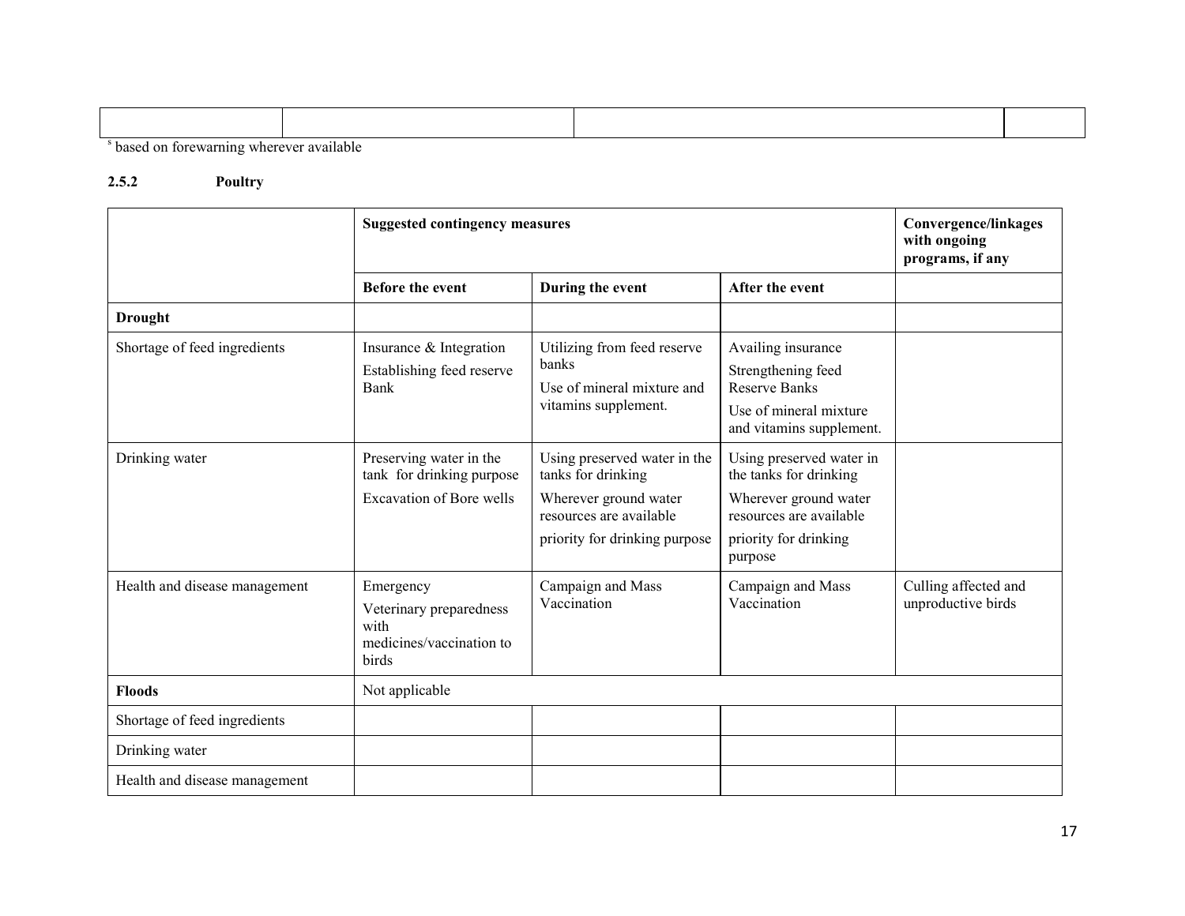| | | | |
|---|---|---|---|
| | | | |

[s] based on forewarning wherever available

### 2.5.2 Poultry

| | Suggested contingency measures | | | Convergence/linkages with ongoing programs, if any |
|---|---|---|---|---|
| | Before the event | During the event | After the event | |
| **Drought** | | | | |
| Shortage of feed ingredients | Insurance & Integration<br>Establishing feed reserve Bank | Utilizing from feed reserve banks<br>Use of mineral mixture and vitamins supplement. | Availing insurance<br>Strengthening feed Reserve Banks<br>Use of mineral mixture and vitamins supplement. | |
| Drinking water | Preserving water in the tank for drinking purpose<br>Excavation of Bore wells | Using preserved water in the tanks for drinking<br>Wherever ground water resources are available<br>priority for drinking purpose | Using preserved water in the tanks for drinking<br>Wherever ground water resources are available<br>priority for drinking purpose | |
| Health and disease management | Emergency<br>Veterinary preparedness with medicines/vaccination to birds | Campaign and Mass Vaccination | Campaign and Mass Vaccination | Culling affected and unproductive birds |
| **Floods** | Not applicable | | | |
| Shortage of feed ingredients | | | | |
| Drinking water | | | | |
| Health and disease management | | | | |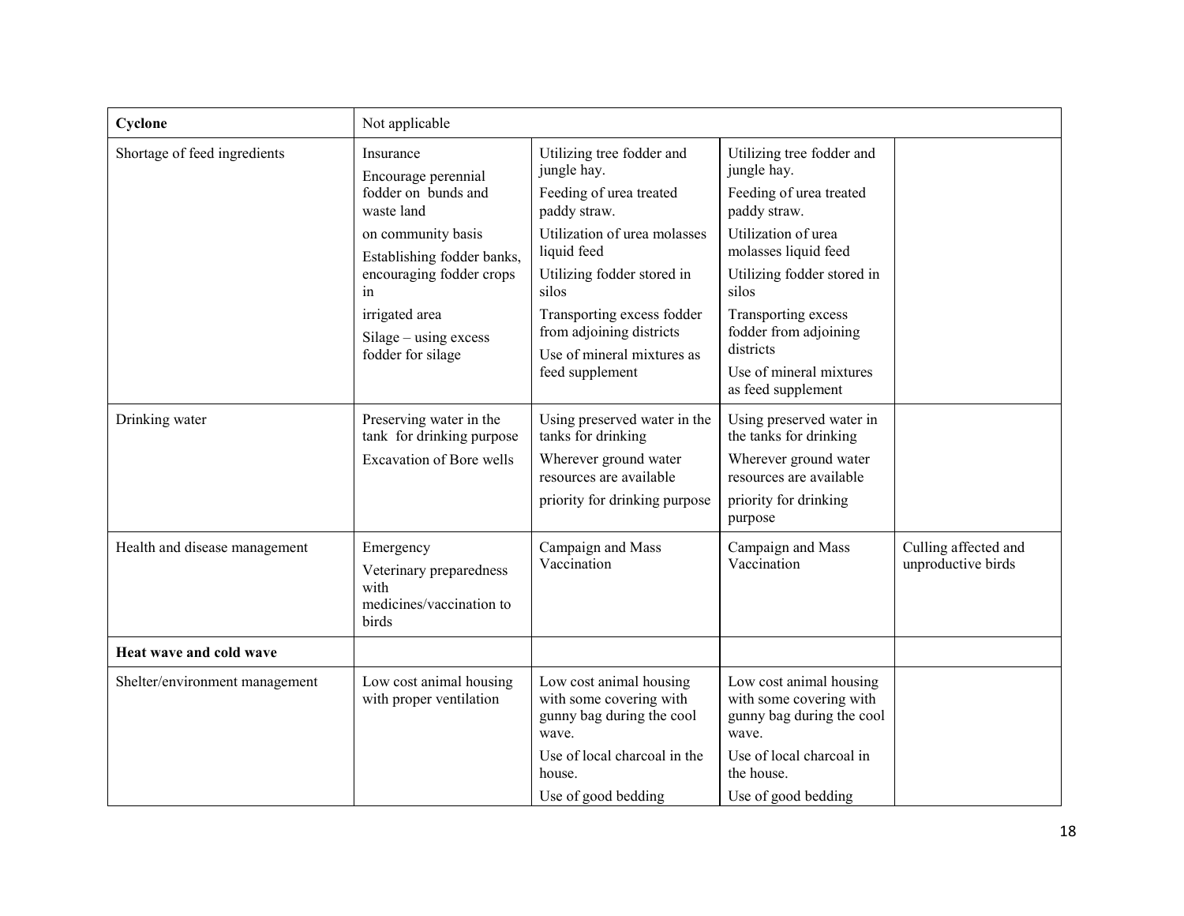| **Cyclone** | Not applicable | | | |
|---|---|---|---|---|
| Shortage of feed ingredients | Insurance<br>Encourage perennial fodder on bunds and waste land<br>on community basis<br>Establishing fodder banks, encouraging fodder crops in<br>irrigated area<br>Silage – using excess fodder for silage | Utilizing tree fodder and jungle hay.<br>Feeding of urea treated paddy straw.<br>Utilization of urea molasses liquid feed<br>Utilizing fodder stored in silos<br>Transporting excess fodder from adjoining districts<br>Use of mineral mixtures as feed supplement | Utilizing tree fodder and jungle hay.<br>Feeding of urea treated paddy straw.<br>Utilization of urea molasses liquid feed<br>Utilizing fodder stored in silos<br>Transporting excess fodder from adjoining districts<br>Use of mineral mixtures as feed supplement | |
| Drinking water | Preserving water in the tank for drinking purpose<br>Excavation of Bore wells | Using preserved water in the tanks for drinking<br>Wherever ground water resources are available<br>priority for drinking purpose | Using preserved water in the tanks for drinking<br>Wherever ground water resources are available<br>priority for drinking purpose | |
| Health and disease management | Emergency<br>Veterinary preparedness with medicines/vaccination to birds | Campaign and Mass Vaccination | Campaign and Mass Vaccination | Culling affected and unproductive birds |
| **Heat wave and cold wave** | | | | |
| Shelter/environment management | Low cost animal housing with proper ventilation | Low cost animal housing with some covering with gunny bag during the cool wave.<br>Use of local charcoal in the house.<br>Use of good bedding | Low cost animal housing with some covering with gunny bag during the cool wave.<br>Use of local charcoal in the house.<br>Use of good bedding | |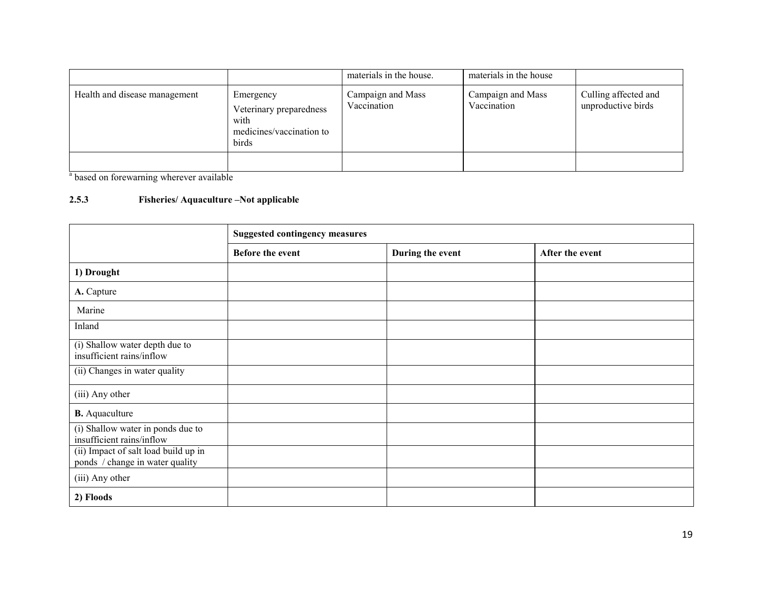| | | materials in the house. | materials in the house | |
|---|---|---|---|---|
| Health and disease management | Emergency<br>Veterinary preparedness with medicines/vaccination to birds | Campaign and Mass Vaccination | Campaign and Mass Vaccination | Culling affected and unproductive birds |
| | | | | |

[a] based on forewarning wherever available

### 2.5.3 Fisheries/ Aquaculture –Not applicable

| | Suggested contingency measures | | |
|---|---|---|---|
| | **Before the event** | **During the event** | **After the event** |
| **1) Drought** | | | |
| **A.** Capture | | | |
| Marine | | | |
| Inland | | | |
| (i) Shallow water depth due to insufficient rains/inflow | | | |
| (ii) Changes in water quality | | | |
| (iii) Any other | | | |
| **B.** Aquaculture | | | |
| (i) Shallow water in ponds due to insufficient rains/inflow | | | |
| (ii) Impact of salt load build up in ponds / change in water quality | | | |
| (iii) Any other | | | |
| **2) Floods** | | | |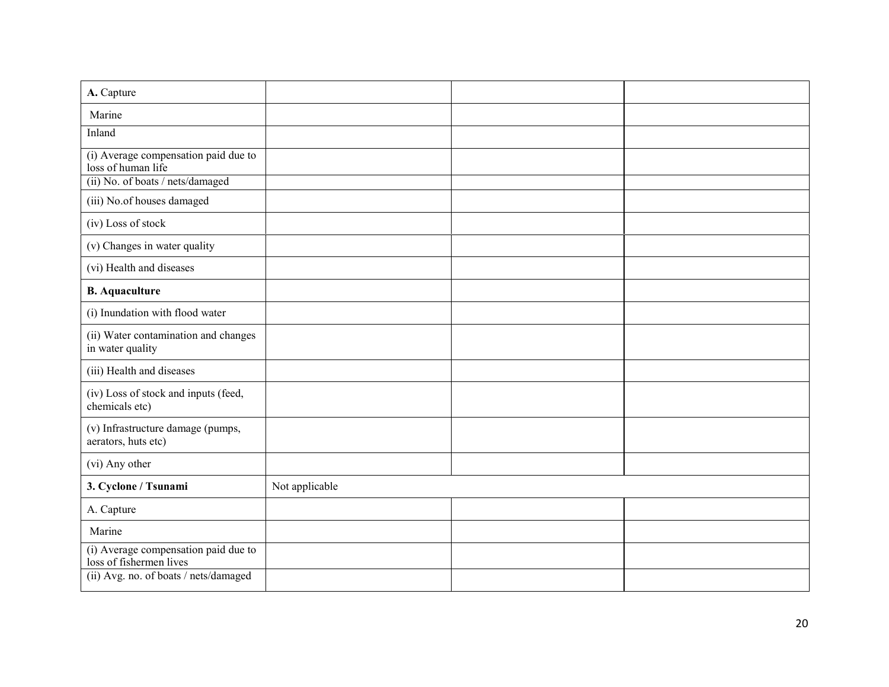| **A.** Capture | | | |
|---|---|---|---|
| Marine | | | |
| Inland | | | |
| (i) Average compensation paid due to loss of human life | | | |
| (ii) No. of boats / nets/damaged | | | |
| (iii) No.of houses damaged | | | |
| (iv) Loss of stock | | | |
| (v) Changes in water quality | | | |
| (vi) Health and diseases | | | |
| **B. Aquaculture** | | | |
| (i) Inundation with flood water | | | |
| (ii) Water contamination and changes in water quality | | | |
| (iii) Health and diseases | | | |
| (iv) Loss of stock and inputs (feed, chemicals etc) | | | |
| (v) Infrastructure damage (pumps, aerators, huts etc) | | | |
| (vi) Any other | | | |
| **3. Cyclone / Tsunami** | Not applicable | | |
| A. Capture | | | |
| Marine | | | |
| (i) Average compensation paid due to loss of fishermen lives | | | |
| (ii) Avg. no. of boats / nets/damaged | | | |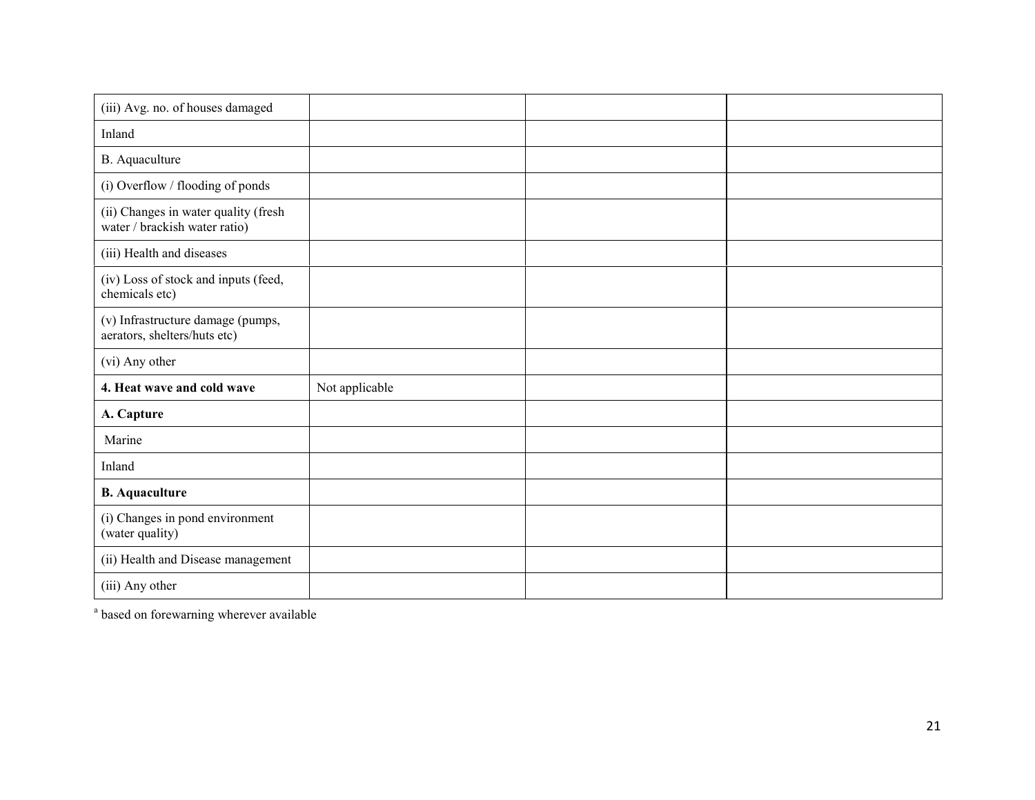| | | | |
|---|---|---|---|
| (iii) Avg. no. of houses damaged | | | |
| Inland | | | |
| B. Aquaculture | | | |
| (i) Overflow / flooding of ponds | | | |
| (ii) Changes in water quality (fresh water / brackish water ratio) | | | |
| (iii) Health and diseases | | | |
| (iv) Loss of stock and inputs (feed, chemicals etc) | | | |
| (v) Infrastructure damage (pumps, aerators, shelters/huts etc) | | | |
| (vi) Any other | | | |
| **4. Heat wave and cold wave** | Not applicable | | |
| **A. Capture** | | | |
| Marine | | | |
| Inland | | | |
| **B. Aquaculture** | | | |
| (i) Changes in pond environment (water quality) | | | |
| (ii) Health and Disease management | | | |
| (iii) Any other | | | |

[a] based on forewarning wherever available